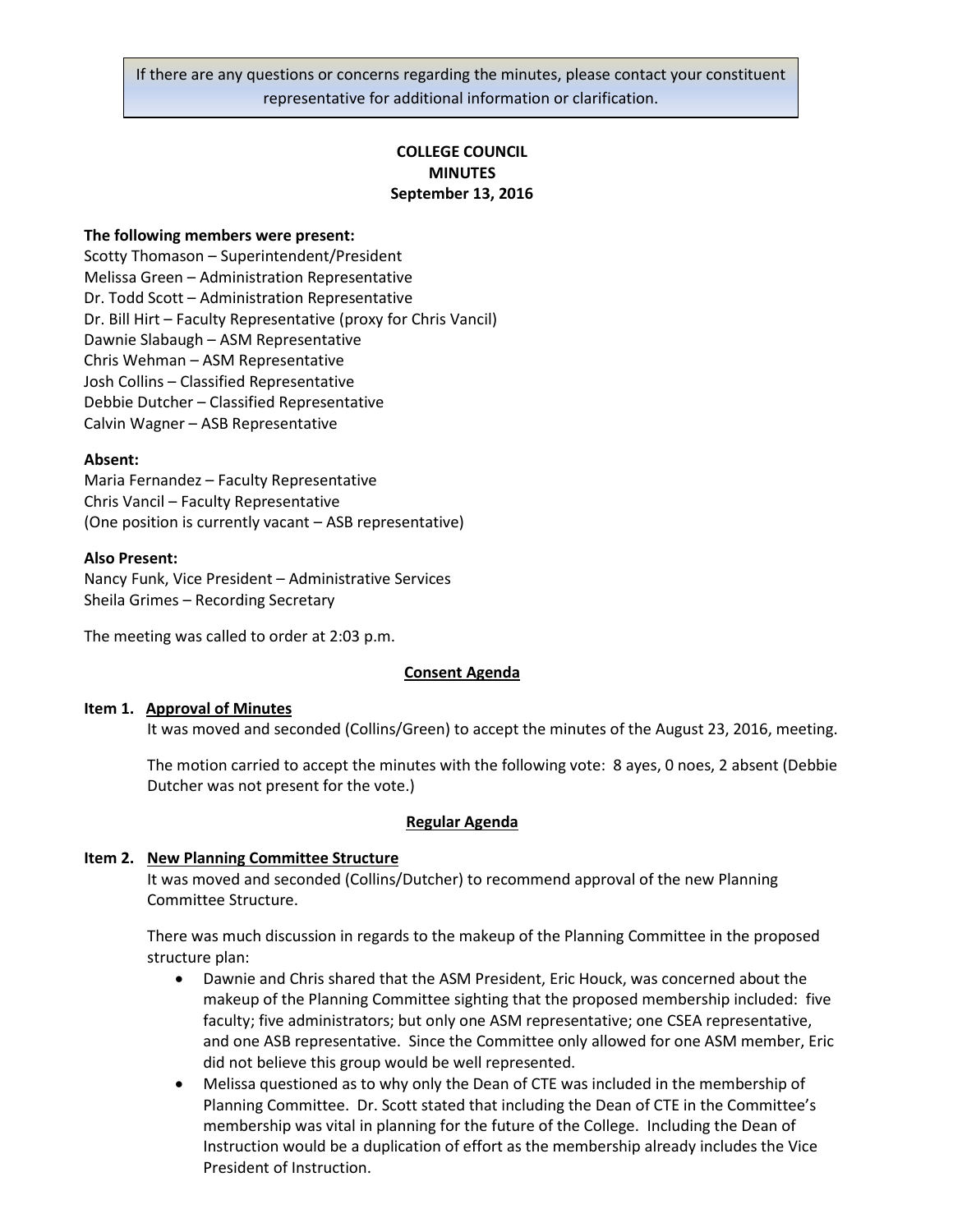If there are any questions or concerns regarding the minutes, please contact your constituent representative for additional information or clarification.

**COLLEGE COUNCIL**
**MINUTES**
**September 13, 2016**

**The following members were present:**
Scotty Thomason – Superintendent/President
Melissa Green – Administration Representative
Dr. Todd Scott – Administration Representative
Dr. Bill Hirt – Faculty Representative (proxy for Chris Vancil)
Dawnie Slabaugh – ASM Representative
Chris Wehman – ASM Representative
Josh Collins – Classified Representative
Debbie Dutcher – Classified Representative
Calvin Wagner – ASB Representative

**Absent:**
Maria Fernandez – Faculty Representative
Chris Vancil – Faculty Representative
(One position is currently vacant – ASB representative)

**Also Present:**
Nancy Funk, Vice President – Administrative Services
Sheila Grimes – Recording Secretary

The meeting was called to order at 2:03 p.m.

**Consent Agenda**

**Item 1. Approval of Minutes**

It was moved and seconded (Collins/Green) to accept the minutes of the August 23, 2016, meeting.

The motion carried to accept the minutes with the following vote: 8 ayes, 0 noes, 2 absent (Debbie Dutcher was not present for the vote.)

**Regular Agenda**

**Item 2. New Planning Committee Structure**

It was moved and seconded (Collins/Dutcher) to recommend approval of the new Planning Committee Structure.

There was much discussion in regards to the makeup of the Planning Committee in the proposed structure plan:

- Dawnie and Chris shared that the ASM President, Eric Houck, was concerned about the makeup of the Planning Committee sighting that the proposed membership included: five faculty; five administrators; but only one ASM representative; one CSEA representative, and one ASB representative. Since the Committee only allowed for one ASM member, Eric did not believe this group would be well represented.
- Melissa questioned as to why only the Dean of CTE was included in the membership of Planning Committee. Dr. Scott stated that including the Dean of CTE in the Committee's membership was vital in planning for the future of the College. Including the Dean of Instruction would be a duplication of effort as the membership already includes the Vice President of Instruction.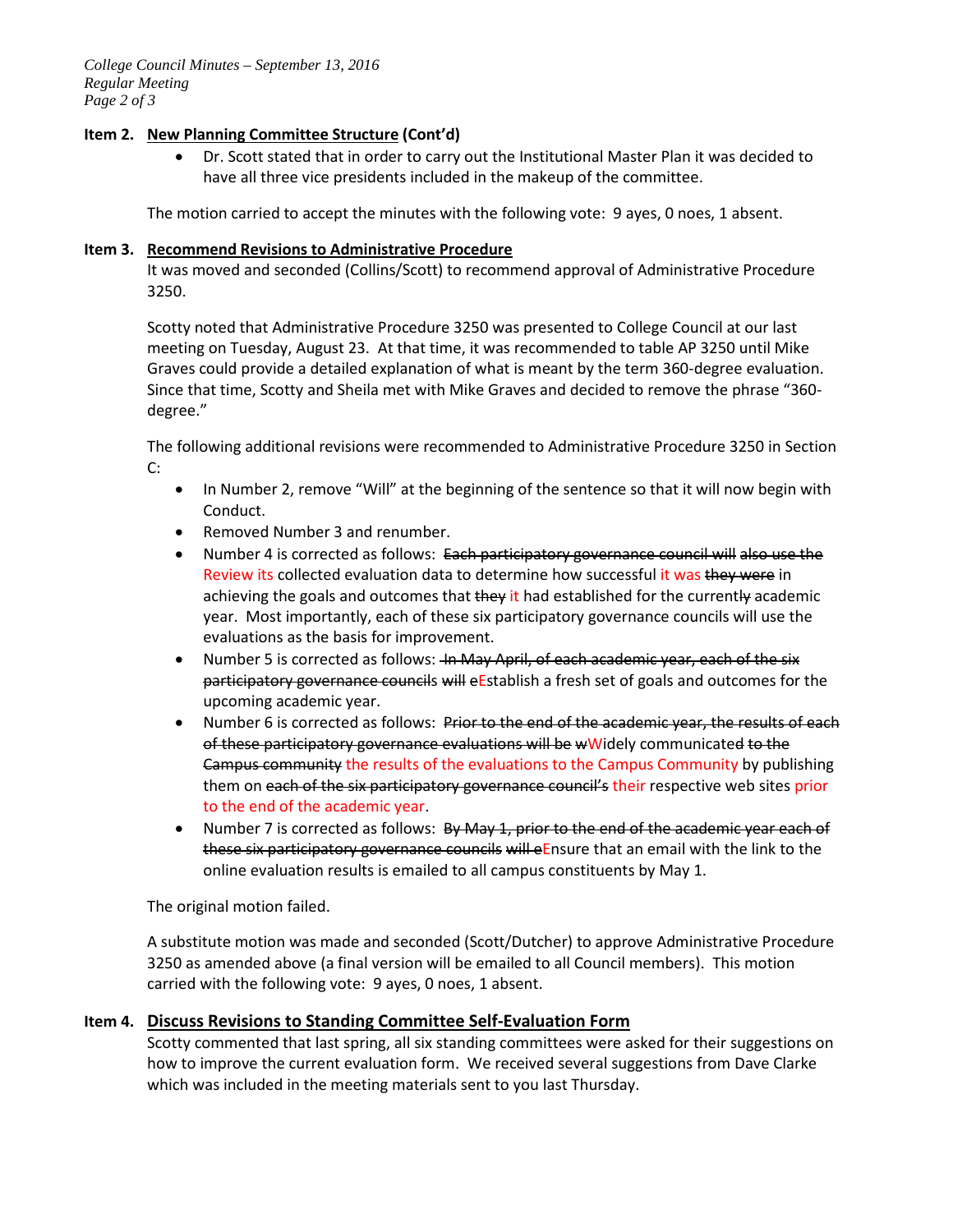**Item 2. New Planning Committee Structure (Cont'd)**

- Dr. Scott stated that in order to carry out the Institutional Master Plan it was decided to have all three vice presidents included in the makeup of the committee.

The motion carried to accept the minutes with the following vote: 9 ayes, 0 noes, 1 absent.

**Item 3. Recommend Revisions to Administrative Procedure**

It was moved and seconded (Collins/Scott) to recommend approval of Administrative Procedure 3250.

Scotty noted that Administrative Procedure 3250 was presented to College Council at our last meeting on Tuesday, August 23. At that time, it was recommended to table AP 3250 until Mike Graves could provide a detailed explanation of what is meant by the term 360-degree evaluation. Since that time, Scotty and Sheila met with Mike Graves and decided to remove the phrase "360-degree."

The following additional revisions were recommended to Administrative Procedure 3250 in Section C:

- In Number 2, remove "Will" at the beginning of the sentence so that it will now begin with Conduct.
- Removed Number 3 and renumber.
- Number 4 is corrected as follows: ~~Each participatory governance council will also use the~~ Review its collected evaluation data to determine how successful it was ~~they were~~ in achieving the goals and outcomes that ~~they~~ it had established for the current~~ly~~ academic year. Most importantly, each of these six participatory governance councils will use the evaluations as the basis for improvement.
- Number 5 is corrected as follows: ~~In May April, of each academic year, each of the six participatory governance councils will e~~Establish a fresh set of goals and outcomes for the upcoming academic year.
- Number 6 is corrected as follows: ~~Prior to the end of the academic year, the results of each of these participatory governance evaluations will be w~~Widely communicated ~~to the Campus community~~ the results of the evaluations to the Campus Community by publishing them on ~~each of the six participatory governance council's~~ their respective web sites prior to the end of the academic year.
- Number 7 is corrected as follows: ~~By May 1, prior to the end of the academic year each of these six participatory governance councils will e~~Ensure that an email with the link to the online evaluation results is emailed to all campus constituents by May 1.

The original motion failed.

A substitute motion was made and seconded (Scott/Dutcher) to approve Administrative Procedure 3250 as amended above (a final version will be emailed to all Council members). This motion carried with the following vote: 9 ayes, 0 noes, 1 absent.

**Item 4. Discuss Revisions to Standing Committee Self-Evaluation Form**

Scotty commented that last spring, all six standing committees were asked for their suggestions on how to improve the current evaluation form. We received several suggestions from Dave Clarke which was included in the meeting materials sent to you last Thursday.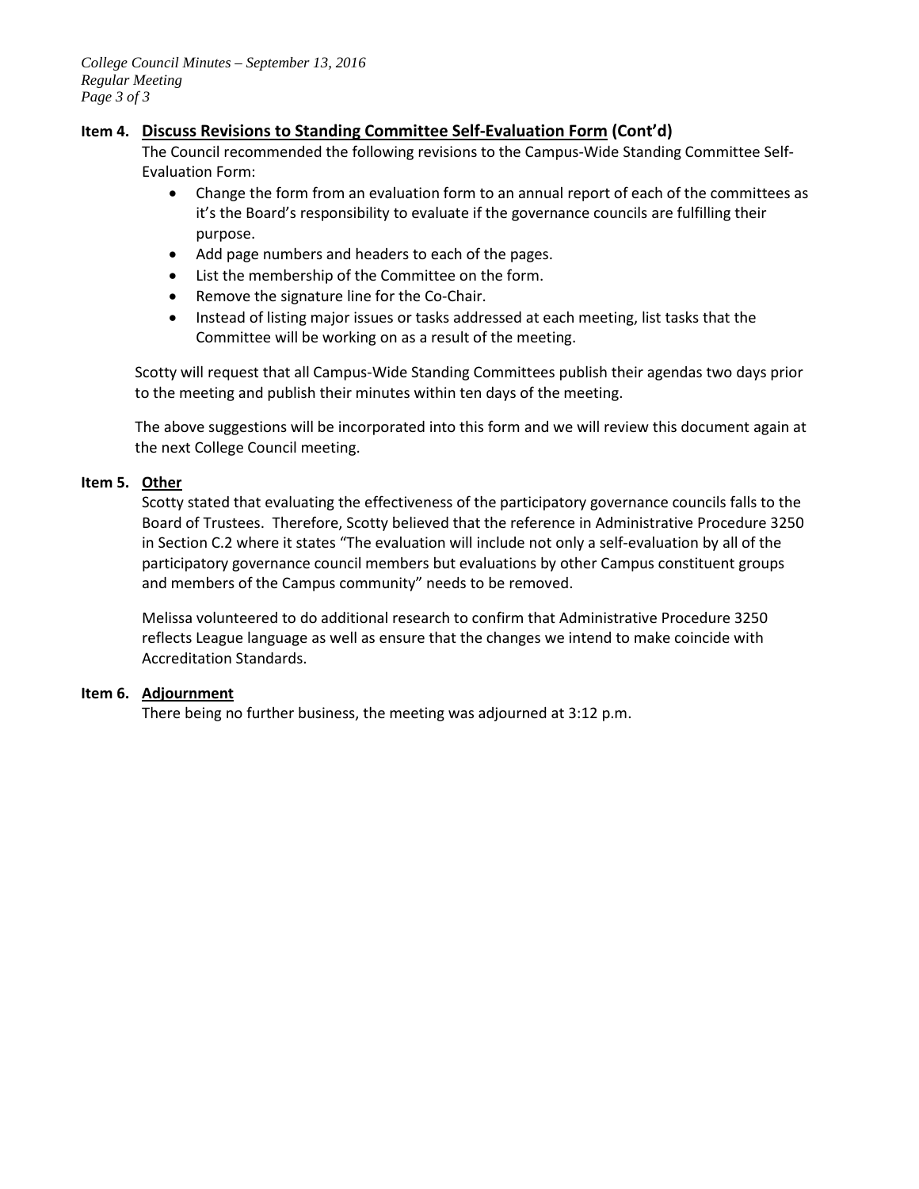**Item 4. Discuss Revisions to Standing Committee Self-Evaluation Form (Cont'd)**

The Council recommended the following revisions to the Campus-Wide Standing Committee Self-Evaluation Form:

- Change the form from an evaluation form to an annual report of each of the committees as it's the Board's responsibility to evaluate if the governance councils are fulfilling their purpose.
- Add page numbers and headers to each of the pages.
- List the membership of the Committee on the form.
- Remove the signature line for the Co-Chair.
- Instead of listing major issues or tasks addressed at each meeting, list tasks that the Committee will be working on as a result of the meeting.

Scotty will request that all Campus-Wide Standing Committees publish their agendas two days prior to the meeting and publish their minutes within ten days of the meeting.

The above suggestions will be incorporated into this form and we will review this document again at the next College Council meeting.

**Item 5. Other**

Scotty stated that evaluating the effectiveness of the participatory governance councils falls to the Board of Trustees. Therefore, Scotty believed that the reference in Administrative Procedure 3250 in Section C.2 where it states "The evaluation will include not only a self-evaluation by all of the participatory governance council members but evaluations by other Campus constituent groups and members of the Campus community" needs to be removed.

Melissa volunteered to do additional research to confirm that Administrative Procedure 3250 reflects League language as well as ensure that the changes we intend to make coincide with Accreditation Standards.

**Item 6. Adjournment**

There being no further business, the meeting was adjourned at 3:12 p.m.